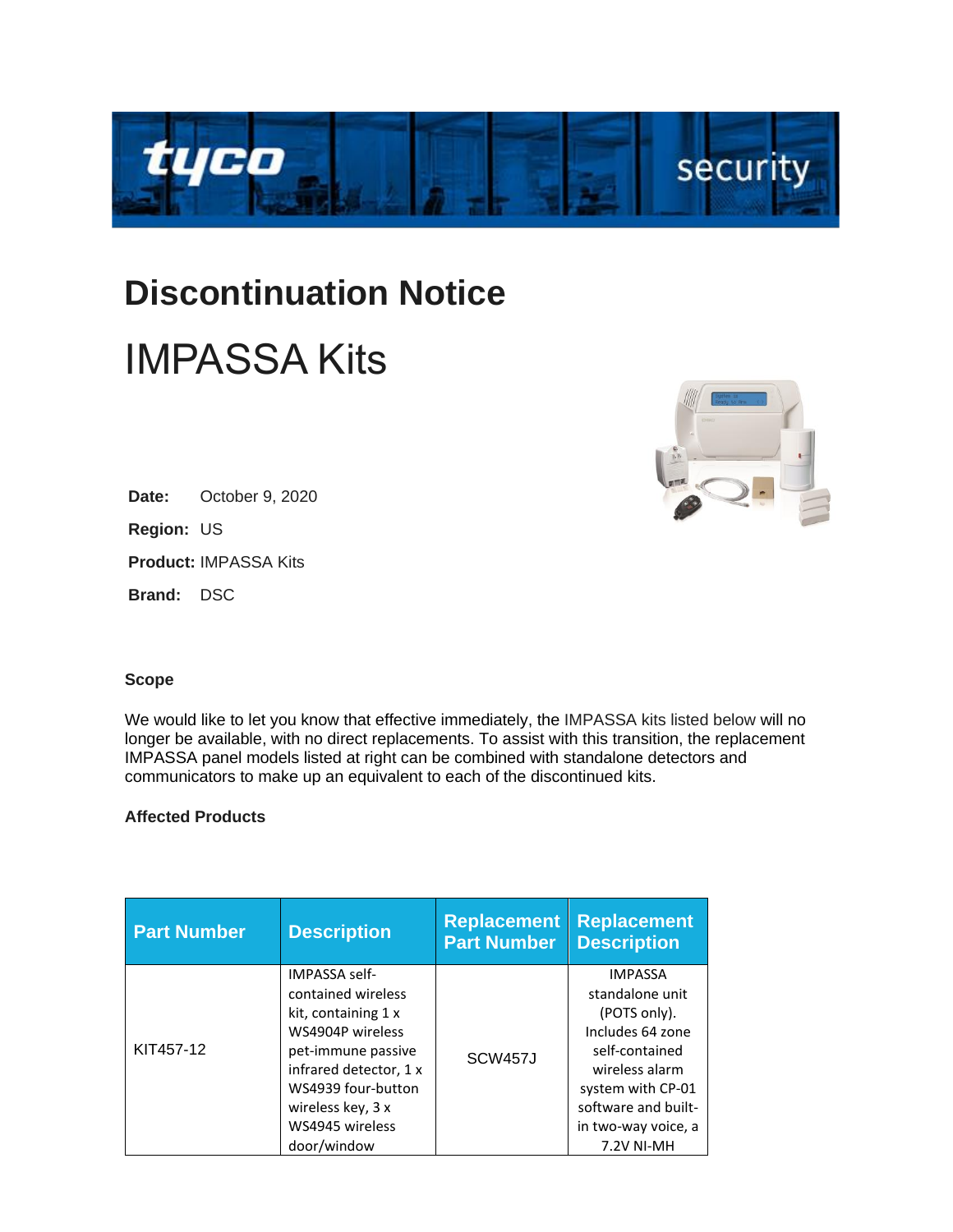# Discontinuation Notice

# IMPASSA Kits

**Date:** October 9, 2020

**Region:** US

**Product:** IMPASSA Kits

**Brand:** DSC

### Scope

We would like to let you know that effective immediately, the IMPASSA kits listed below will no longer be available, with no direct replacements. To assist with this transition, the replacement IMPASSA panel models listed at right can be combined with standalone detectors and communicators to make up an equivalent to each of the discontinued kits.

### Affected Products

| Part Number | Description | Replacement Part Number | Replacement Description |
|---|---|---|---|
| KIT457-12 | IMPASSA self-contained wireless kit, containing 1 x WS4904P wireless pet-immune passive infrared detector, 1 x WS4939 four-button wireless key, 3 x WS4945 wireless door/window | SCW457J | IMPASSA standalone unit (POTS only). Includes 64 zone self-contained wireless alarm system with CP-01 software and built-in two-way voice, a 7.2V NI-MH |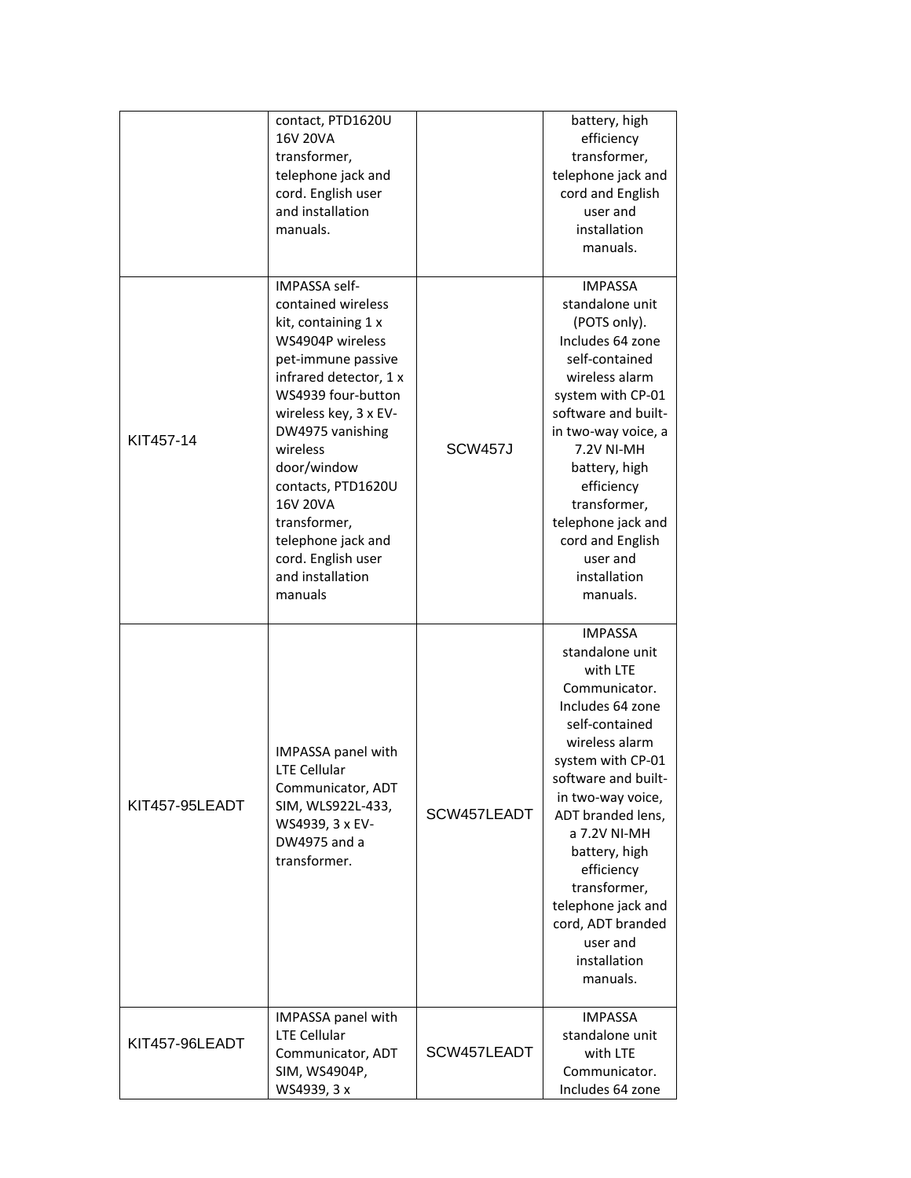| | | | |
|---|---|---|---|
| | contact, PTD1620U 16V 20VA transformer, telephone jack and cord. English user and installation manuals. | | battery, high efficiency transformer, telephone jack and cord and English user and installation manuals. |
| KIT457-14 | IMPASSA self-contained wireless kit, containing 1 x WS4904P wireless pet-immune passive infrared detector, 1 x WS4939 four-button wireless key, 3 x EV-DW4975 vanishing wireless door/window contacts, PTD1620U 16V 20VA transformer, telephone jack and cord. English user and installation manuals | SCW457J | IMPASSA standalone unit (POTS only). Includes 64 zone self-contained wireless alarm system with CP-01 software and built-in two-way voice, a 7.2V NI-MH battery, high efficiency transformer, telephone jack and cord and English user and installation manuals. |
| KIT457-95LEADT | IMPASSA panel with LTE Cellular Communicator, ADT SIM, WLS922L-433, WS4939, 3 x EV-DW4975 and a transformer. | SCW457LEADT | IMPASSA standalone unit with LTE Communicator. Includes 64 zone self-contained wireless alarm system with CP-01 software and built-in two-way voice, ADT branded lens, a 7.2V NI-MH battery, high efficiency transformer, telephone jack and cord, ADT branded user and installation manuals. |
| KIT457-96LEADT | IMPASSA panel with LTE Cellular Communicator, ADT SIM, WS4904P, WS4939, 3 x | SCW457LEADT | IMPASSA standalone unit with LTE Communicator. Includes 64 zone |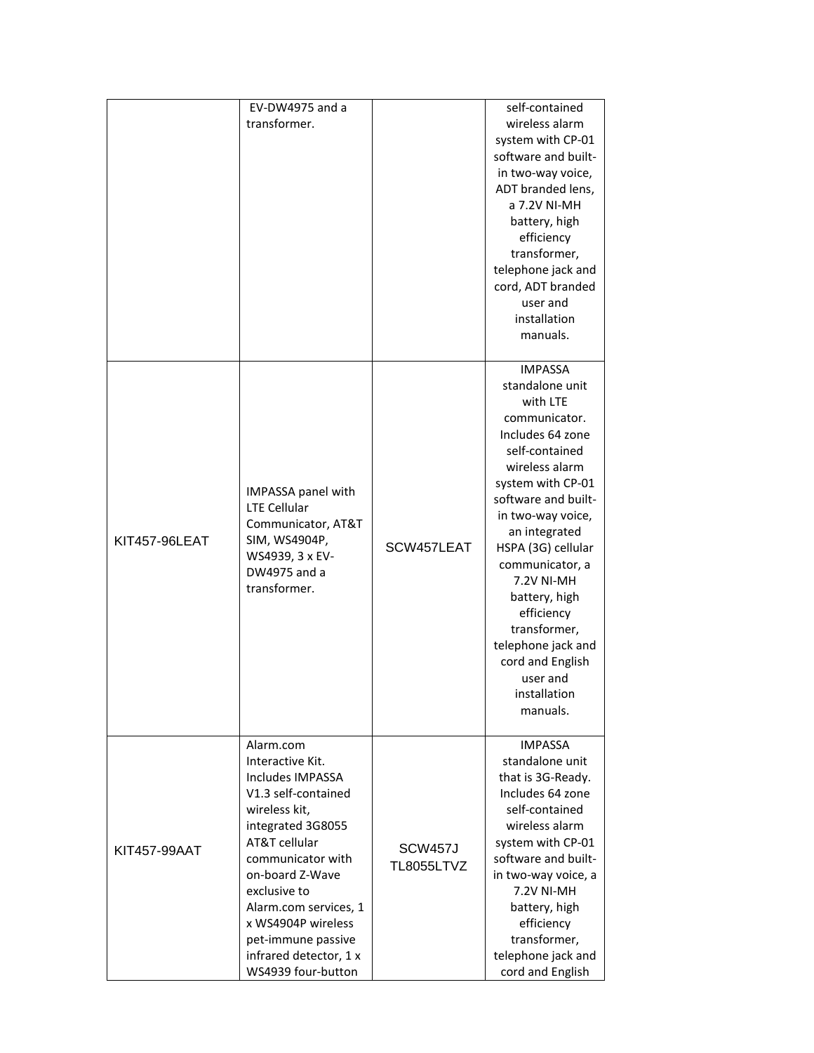| | | | |
|---|---|---|---|
| | EV-DW4975 and a transformer. | | self-contained wireless alarm system with CP-01 software and built-in two-way voice, ADT branded lens, a 7.2V NI-MH battery, high efficiency transformer, telephone jack and cord, ADT branded user and installation manuals. |
| KIT457-96LEAT | IMPASSA panel with LTE Cellular Communicator, AT&T SIM, WS4904P, WS4939, 3 x EV-DW4975 and a transformer. | SCW457LEAT | IMPASSA standalone unit with LTE communicator. Includes 64 zone self-contained wireless alarm system with CP-01 software and built-in two-way voice, an integrated HSPA (3G) cellular communicator, a 7.2V NI-MH battery, high efficiency transformer, telephone jack and cord and English user and installation manuals. |
| KIT457-99AAT | Alarm.com Interactive Kit. Includes IMPASSA V1.3 self-contained wireless kit, integrated 3G8055 AT&T cellular communicator with on-board Z-Wave exclusive to Alarm.com services, 1 x WS4904P wireless pet-immune passive infrared detector, 1 x WS4939 four-button | SCW457J TL8055LTVZ | IMPASSA standalone unit that is 3G-Ready. Includes 64 zone self-contained wireless alarm system with CP-01 software and built-in two-way voice, a 7.2V NI-MH battery, high efficiency transformer, telephone jack and cord and English |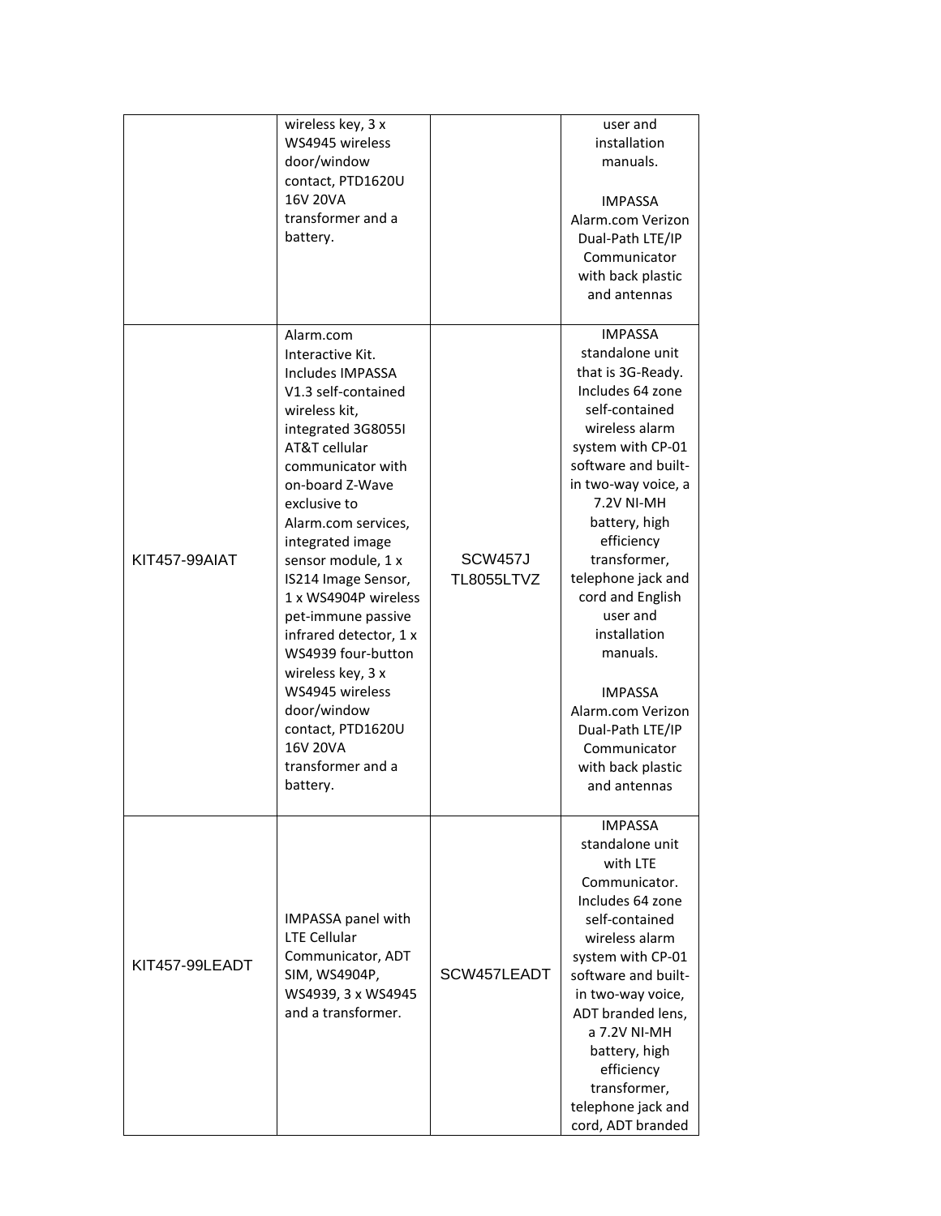| | | | |
|---|---|---|---|
| | wireless key, 3 x WS4945 wireless door/window contact, PTD1620U 16V 20VA transformer and a battery. | | user and installation manuals.<br><br>IMPASSA Alarm.com Verizon Dual-Path LTE/IP Communicator with back plastic and antennas |
| KIT457-99AIAT | Alarm.com Interactive Kit. Includes IMPASSA V1.3 self-contained wireless kit, integrated 3G8055I AT&T cellular communicator with on-board Z-Wave exclusive to Alarm.com services, integrated image sensor module, 1 x IS214 Image Sensor, 1 x WS4904P wireless pet-immune passive infrared detector, 1 x WS4939 four-button wireless key, 3 x WS4945 wireless door/window contact, PTD1620U 16V 20VA transformer and a battery. | SCW457J TL8055LTVZ | IMPASSA standalone unit that is 3G-Ready. Includes 64 zone self-contained wireless alarm system with CP-01 software and built-in two-way voice, a 7.2V NI-MH battery, high efficiency transformer, telephone jack and cord and English user and installation manuals.<br><br>IMPASSA Alarm.com Verizon Dual-Path LTE/IP Communicator with back plastic and antennas |
| KIT457-99LEADT | IMPASSA panel with LTE Cellular Communicator, ADT SIM, WS4904P, WS4939, 3 x WS4945 and a transformer. | SCW457LEADT | IMPASSA standalone unit with LTE Communicator. Includes 64 zone self-contained wireless alarm system with CP-01 software and built-in two-way voice, ADT branded lens, a 7.2V NI-MH battery, high efficiency transformer, telephone jack and cord, ADT branded |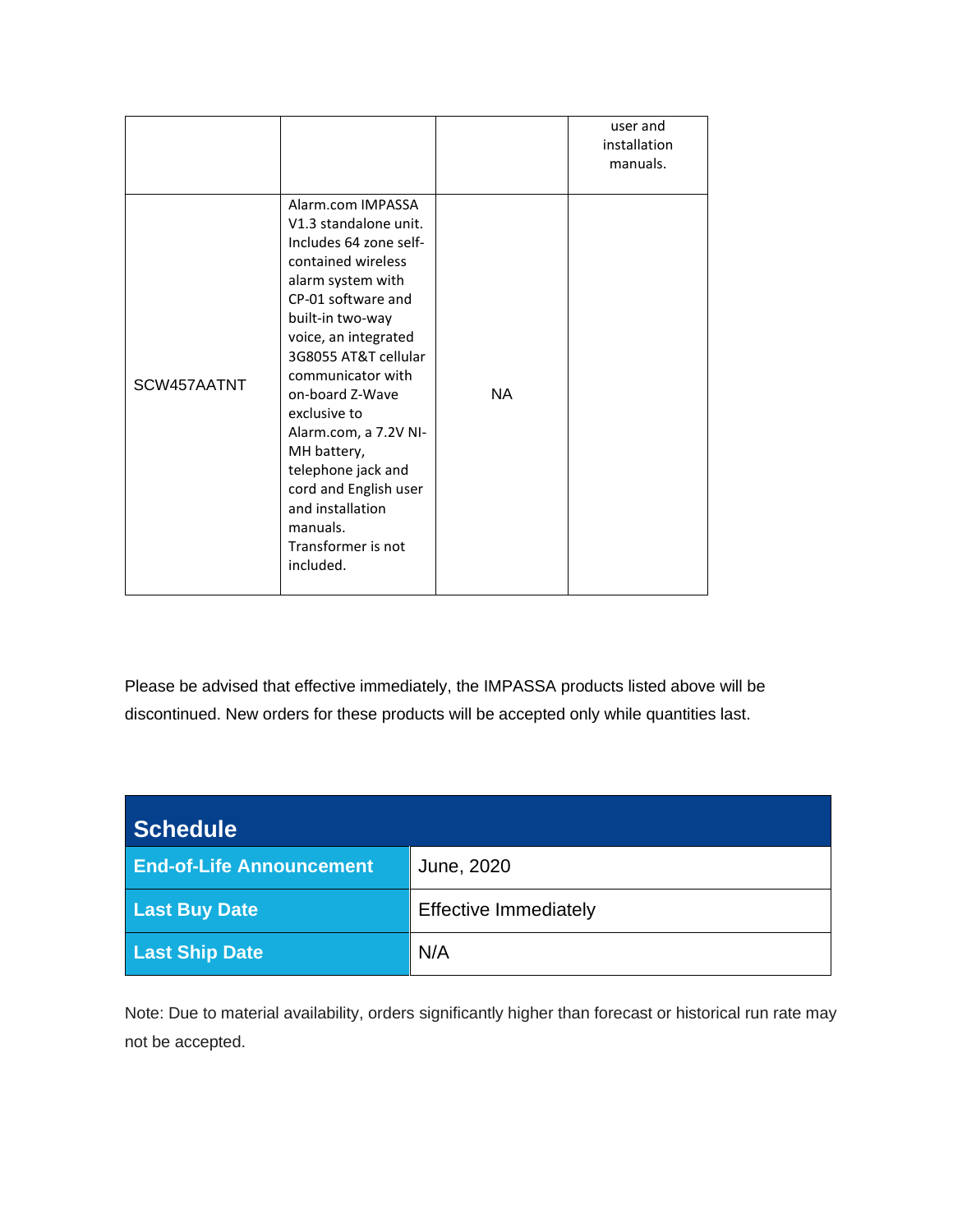| | | | |
|---|---|---|---|
| | | | user and installation manuals. |
| SCW457AATNT | Alarm.com IMPASSA V1.3 standalone unit. Includes 64 zone self-contained wireless alarm system with CP-01 software and built-in two-way voice, an integrated 3G8055 AT&T cellular communicator with on-board Z-Wave exclusive to Alarm.com, a 7.2V NI-MH battery, telephone jack and cord and English user and installation manuals. Transformer is not included. | NA | |

Please be advised that effective immediately, the IMPASSA products listed above will be discontinued. New orders for these products will be accepted only while quantities last.

| **Schedule** | |
|---|---|
| **End-of-Life Announcement** | June, 2020 |
| **Last Buy Date** | Effective Immediately |
| **Last Ship Date** | N/A |

Note: Due to material availability, orders significantly higher than forecast or historical run rate may not be accepted.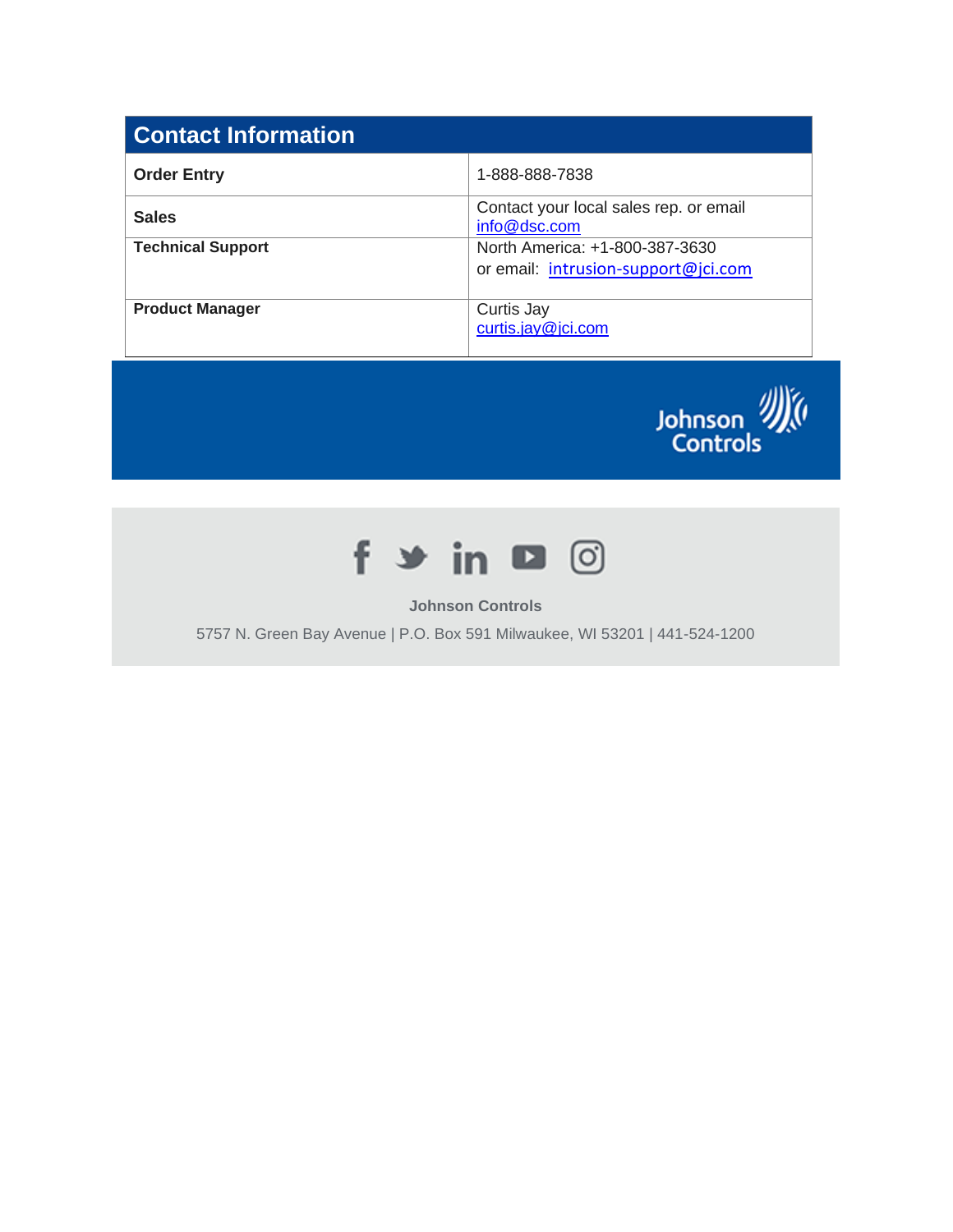## Contact Information

| | |
|---|---|
| **Order Entry** | 1-888-888-7838 |
| **Sales** | Contact your local sales rep. or email info@dsc.com |
| **Technical Support** | North America: +1-800-387-3630<br>or email: intrusion-support@jci.com |
| **Product Manager** | Curtis Jay<br>curtis.jay@jci.com |

Johnson Controls

**Johnson Controls**

5757 N. Green Bay Avenue | P.O. Box 591 Milwaukee, WI 53201 | 441-524-1200